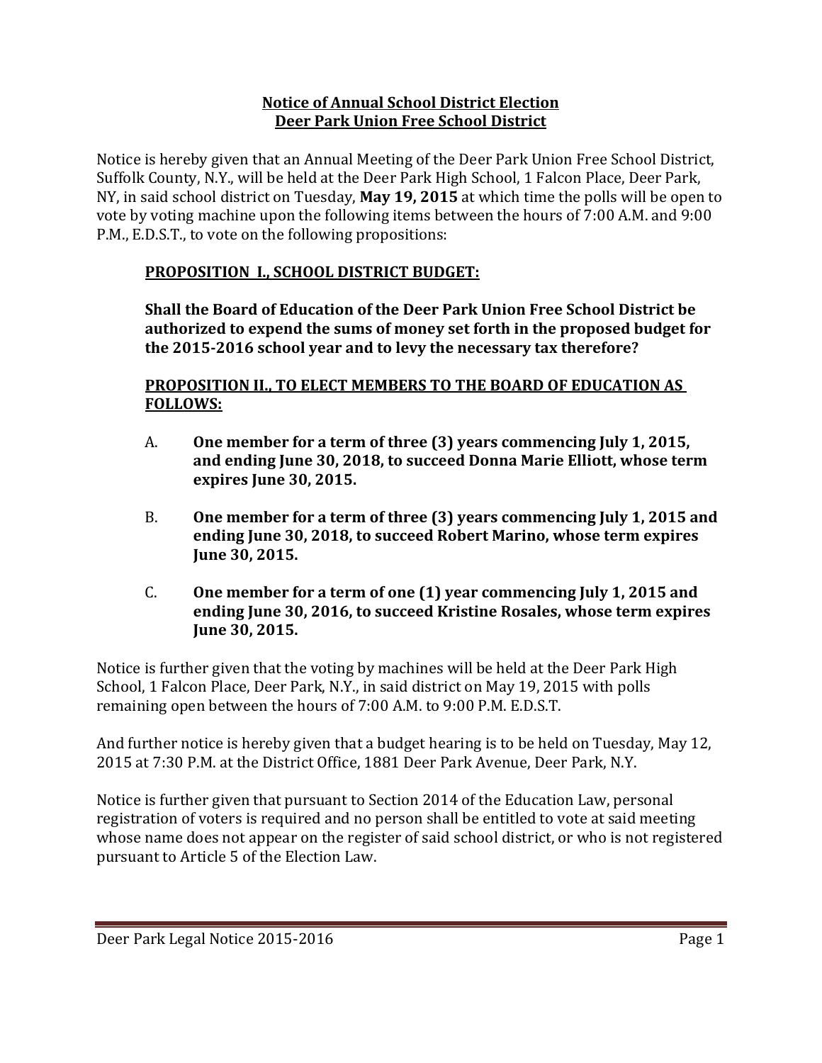# Notice of Annual School District Election
# Deer Park Union Free School District

Notice is hereby given that an Annual Meeting of the Deer Park Union Free School District, Suffolk County, N.Y., will be held at the Deer Park High School, 1 Falcon Place, Deer Park, NY, in said school district on Tuesday, **May 19, 2015** at which time the polls will be open to vote by voting machine upon the following items between the hours of 7:00 A.M. and 9:00 P.M., E.D.S.T., to vote on the following propositions:

**PROPOSITION I., SCHOOL DISTRICT BUDGET:**

**Shall the Board of Education of the Deer Park Union Free School District be authorized to expend the sums of money set forth in the proposed budget for the 2015-2016 school year and to levy the necessary tax therefore?**

**PROPOSITION II., TO ELECT MEMBERS TO THE BOARD OF EDUCATION AS FOLLOWS:**

A. **One member for a term of three (3) years commencing July 1, 2015, and ending June 30, 2018, to succeed Donna Marie Elliott, whose term expires June 30, 2015.**

B. **One member for a term of three (3) years commencing July 1, 2015 and ending June 30, 2018, to succeed Robert Marino, whose term expires June 30, 2015.**

C. **One member for a term of one (1) year commencing July 1, 2015 and ending June 30, 2016, to succeed Kristine Rosales, whose term expires June 30, 2015.**

Notice is further given that the voting by machines will be held at the Deer Park High School, 1 Falcon Place, Deer Park, N.Y., in said district on May 19, 2015 with polls remaining open between the hours of 7:00 A.M. to 9:00 P.M. E.D.S.T.

And further notice is hereby given that a budget hearing is to be held on Tuesday, May 12, 2015 at 7:30 P.M. at the District Office, 1881 Deer Park Avenue, Deer Park, N.Y.

Notice is further given that pursuant to Section 2014 of the Education Law, personal registration of voters is required and no person shall be entitled to vote at said meeting whose name does not appear on the register of said school district, or who is not registered pursuant to Article 5 of the Election Law.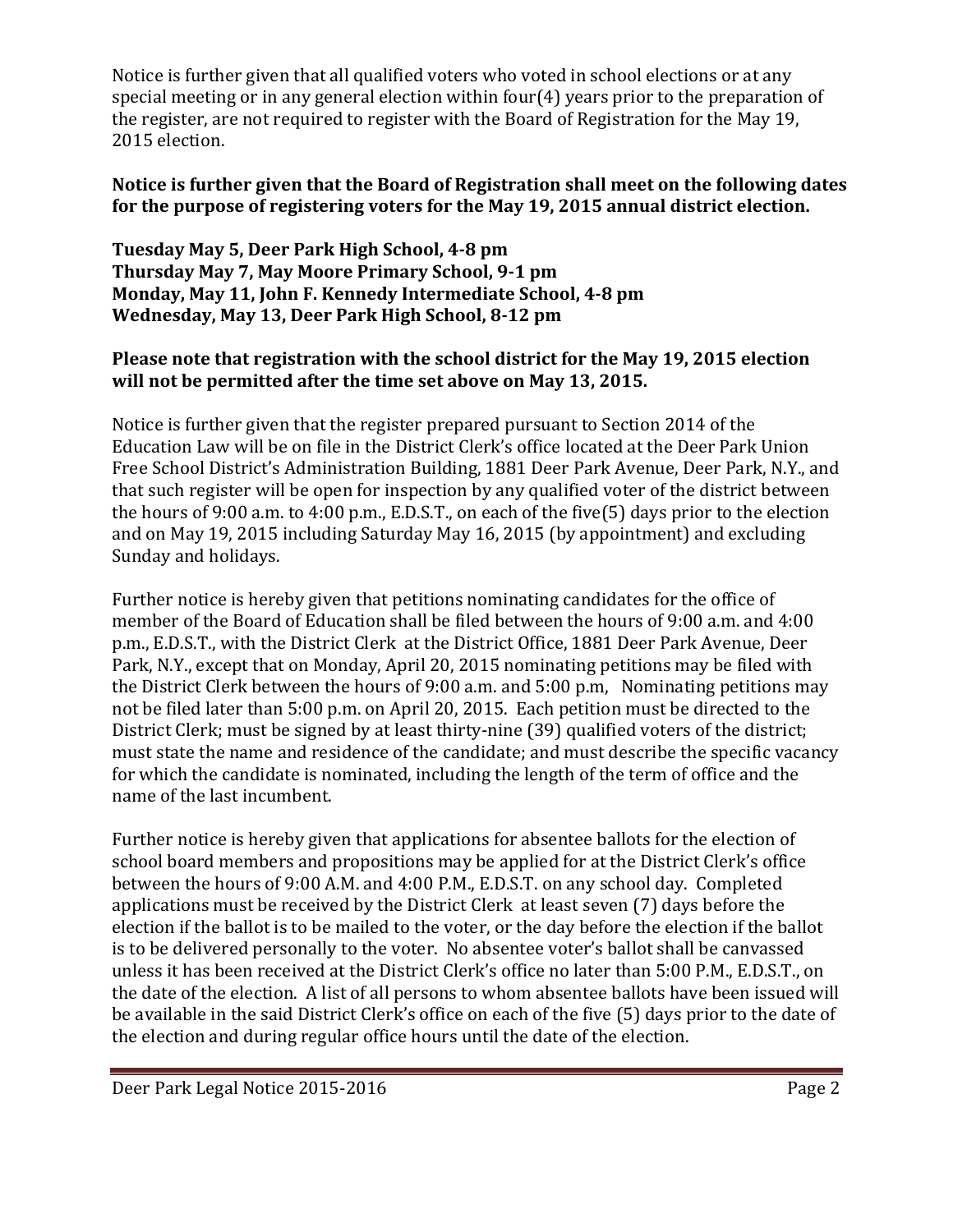Notice is further given that all qualified voters who voted in school elections or at any special meeting or in any general election within four(4) years prior to the preparation of the register, are not required to register with the Board of Registration for the May 19, 2015 election.

**Notice is further given that the Board of Registration shall meet on the following dates for the purpose of registering voters for the May 19, 2015 annual district election.**

**Tuesday May 5, Deer Park High School, 4-8 pm**
**Thursday May 7, May Moore Primary School, 9-1 pm**
**Monday, May 11, John F. Kennedy Intermediate School, 4-8 pm**
**Wednesday, May 13, Deer Park High School, 8-12 pm**

**Please note that registration with the school district for the May 19, 2015 election will not be permitted after the time set above on May 13, 2015.**

Notice is further given that the register prepared pursuant to Section 2014 of the Education Law will be on file in the District Clerk's office located at the Deer Park Union Free School District's Administration Building, 1881 Deer Park Avenue, Deer Park, N.Y., and that such register will be open for inspection by any qualified voter of the district between the hours of 9:00 a.m. to 4:00 p.m., E.D.S.T., on each of the five(5) days prior to the election and on May 19, 2015 including Saturday May 16, 2015 (by appointment) and excluding Sunday and holidays.

Further notice is hereby given that petitions nominating candidates for the office of member of the Board of Education shall be filed between the hours of 9:00 a.m. and 4:00 p.m., E.D.S.T., with the District Clerk at the District Office, 1881 Deer Park Avenue, Deer Park, N.Y., except that on Monday, April 20, 2015 nominating petitions may be filed with the District Clerk between the hours of 9:00 a.m. and 5:00 p.m, Nominating petitions may not be filed later than 5:00 p.m. on April 20, 2015. Each petition must be directed to the District Clerk; must be signed by at least thirty-nine (39) qualified voters of the district; must state the name and residence of the candidate; and must describe the specific vacancy for which the candidate is nominated, including the length of the term of office and the name of the last incumbent.

Further notice is hereby given that applications for absentee ballots for the election of school board members and propositions may be applied for at the District Clerk's office between the hours of 9:00 A.M. and 4:00 P.M., E.D.S.T. on any school day. Completed applications must be received by the District Clerk at least seven (7) days before the election if the ballot is to be mailed to the voter, or the day before the election if the ballot is to be delivered personally to the voter. No absentee voter's ballot shall be canvassed unless it has been received at the District Clerk's office no later than 5:00 P.M., E.D.S.T., on the date of the election. A list of all persons to whom absentee ballots have been issued will be available in the said District Clerk's office on each of the five (5) days prior to the date of the election and during regular office hours until the date of the election.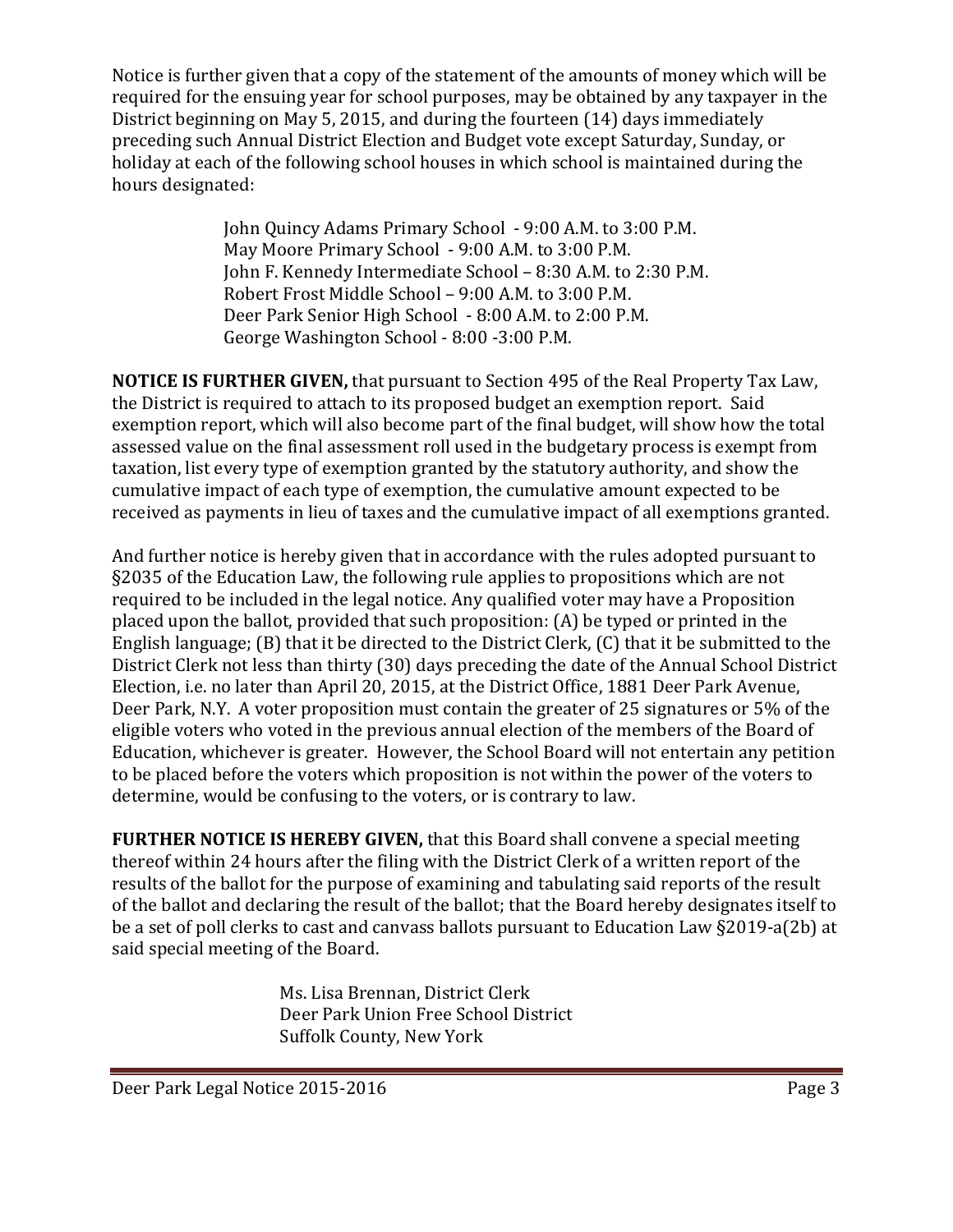Notice is further given that a copy of the statement of the amounts of money which will be required for the ensuing year for school purposes, may be obtained by any taxpayer in the District beginning on May 5, 2015, and during the fourteen (14) days immediately preceding such Annual District Election and Budget vote except Saturday, Sunday, or holiday at each of the following school houses in which school is maintained during the hours designated:

John Quincy Adams Primary School - 9:00 A.M. to 3:00 P.M.
May Moore Primary School - 9:00 A.M. to 3:00 P.M.
John F. Kennedy Intermediate School – 8:30 A.M. to 2:30 P.M.
Robert Frost Middle School – 9:00 A.M. to 3:00 P.M.
Deer Park Senior High School - 8:00 A.M. to 2:00 P.M.
George Washington School - 8:00 -3:00 P.M.

**NOTICE IS FURTHER GIVEN,** that pursuant to Section 495 of the Real Property Tax Law, the District is required to attach to its proposed budget an exemption report. Said exemption report, which will also become part of the final budget, will show how the total assessed value on the final assessment roll used in the budgetary process is exempt from taxation, list every type of exemption granted by the statutory authority, and show the cumulative impact of each type of exemption, the cumulative amount expected to be received as payments in lieu of taxes and the cumulative impact of all exemptions granted.

And further notice is hereby given that in accordance with the rules adopted pursuant to §2035 of the Education Law, the following rule applies to propositions which are not required to be included in the legal notice. Any qualified voter may have a Proposition placed upon the ballot, provided that such proposition: (A) be typed or printed in the English language; (B) that it be directed to the District Clerk, (C) that it be submitted to the District Clerk not less than thirty (30) days preceding the date of the Annual School District Election, i.e. no later than April 20, 2015, at the District Office, 1881 Deer Park Avenue, Deer Park, N.Y. A voter proposition must contain the greater of 25 signatures or 5% of the eligible voters who voted in the previous annual election of the members of the Board of Education, whichever is greater. However, the School Board will not entertain any petition to be placed before the voters which proposition is not within the power of the voters to determine, would be confusing to the voters, or is contrary to law.

**FURTHER NOTICE IS HEREBY GIVEN,** that this Board shall convene a special meeting thereof within 24 hours after the filing with the District Clerk of a written report of the results of the ballot for the purpose of examining and tabulating said reports of the result of the ballot and declaring the result of the ballot; that the Board hereby designates itself to be a set of poll clerks to cast and canvass ballots pursuant to Education Law §2019-a(2b) at said special meeting of the Board.

Ms. Lisa Brennan, District Clerk
Deer Park Union Free School District
Suffolk County, New York